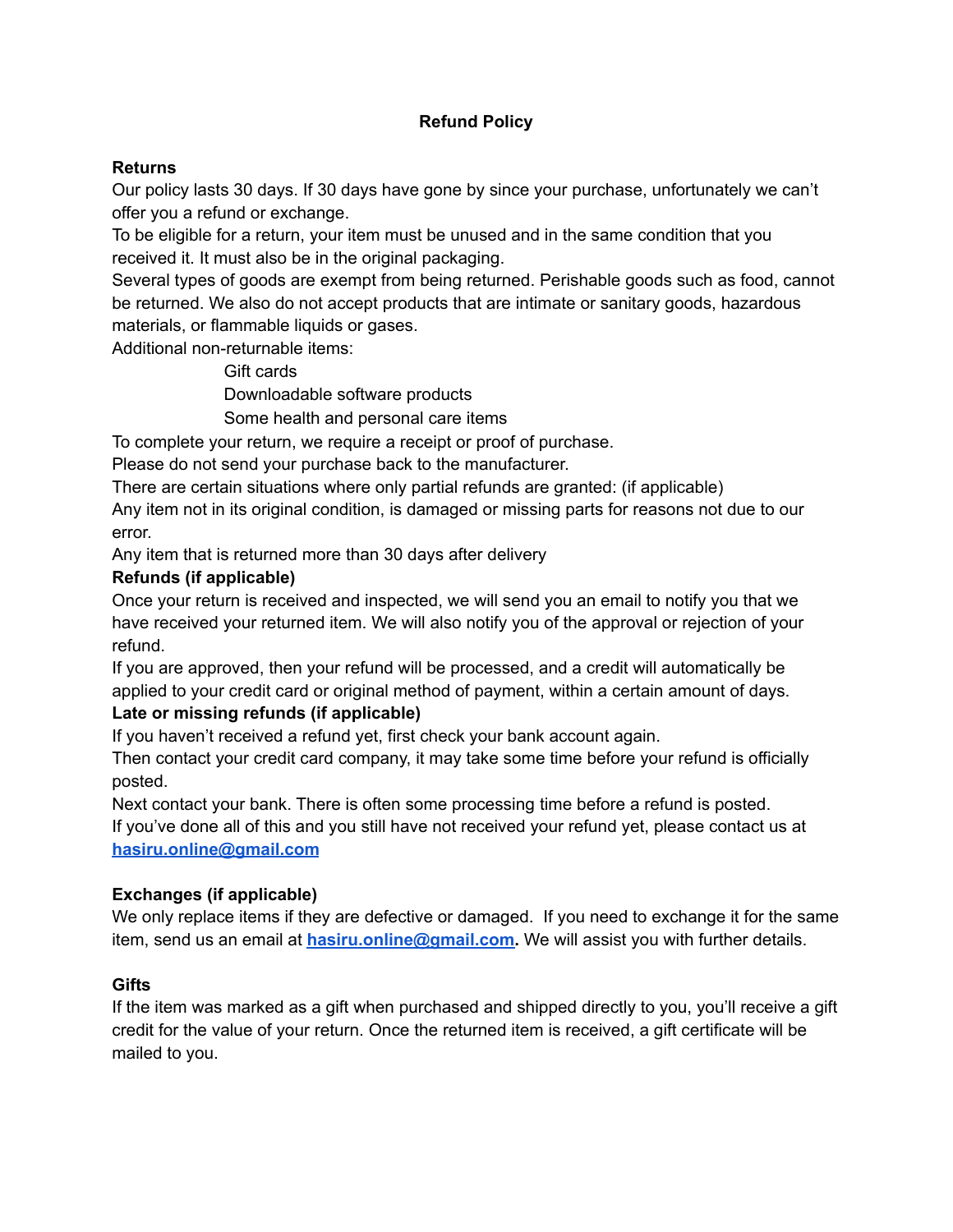# Refund Policy

## Returns

Our policy lasts 30 days. If 30 days have gone by since your purchase, unfortunately we can't offer you a refund or exchange.

To be eligible for a return, your item must be unused and in the same condition that you received it. It must also be in the original packaging.

Several types of goods are exempt from being returned. Perishable goods such as food, cannot be returned. We also do not accept products that are intimate or sanitary goods, hazardous materials, or flammable liquids or gases.

Additional non-returnable items:

- Gift cards
- Downloadable software products
- Some health and personal care items

To complete your return, we require a receipt or proof of purchase.

Please do not send your purchase back to the manufacturer.

There are certain situations where only partial refunds are granted: (if applicable)

Any item not in its original condition, is damaged or missing parts for reasons not due to our error.

Any item that is returned more than 30 days after delivery

## Refunds (if applicable)

Once your return is received and inspected, we will send you an email to notify you that we have received your returned item. We will also notify you of the approval or rejection of your refund.

If you are approved, then your refund will be processed, and a credit will automatically be applied to your credit card or original method of payment, within a certain amount of days.

## Late or missing refunds (if applicable)

If you haven't received a refund yet, first check your bank account again.

Then contact your credit card company, it may take some time before your refund is officially posted.

Next contact your bank. There is often some processing time before a refund is posted.

If you've done all of this and you still have not received your refund yet, please contact us at [hasiru.online@gmail.com](mailto:hasiru.online@gmail.com)

## Exchanges (if applicable)

We only replace items if they are defective or damaged. If you need to exchange it for the same item, send us an email at [hasiru.online@gmail.com](mailto:hasiru.online@gmail.com). We will assist you with further details.

## Gifts

If the item was marked as a gift when purchased and shipped directly to you, you'll receive a gift credit for the value of your return. Once the returned item is received, a gift certificate will be mailed to you.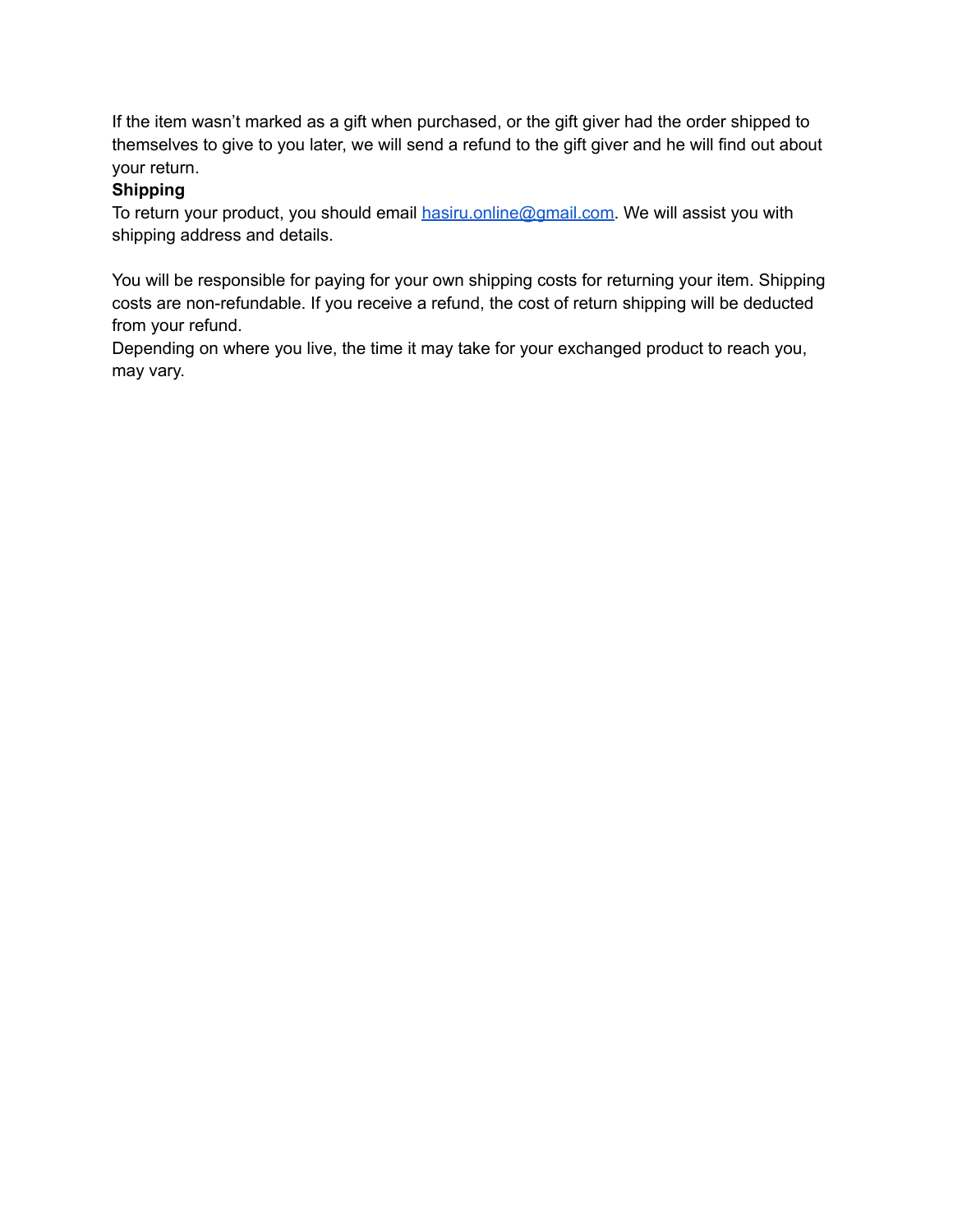If the item wasn't marked as a gift when purchased, or the gift giver had the order shipped to themselves to give to you later, we will send a refund to the gift giver and he will find out about your return.

**Shipping**

To return your product, you should email [hasiru.online@gmail.com](mailto:hasiru.online@gmail.com). We will assist you with shipping address and details.

You will be responsible for paying for your own shipping costs for returning your item. Shipping costs are non-refundable. If you receive a refund, the cost of return shipping will be deducted from your refund.

Depending on where you live, the time it may take for your exchanged product to reach you, may vary.